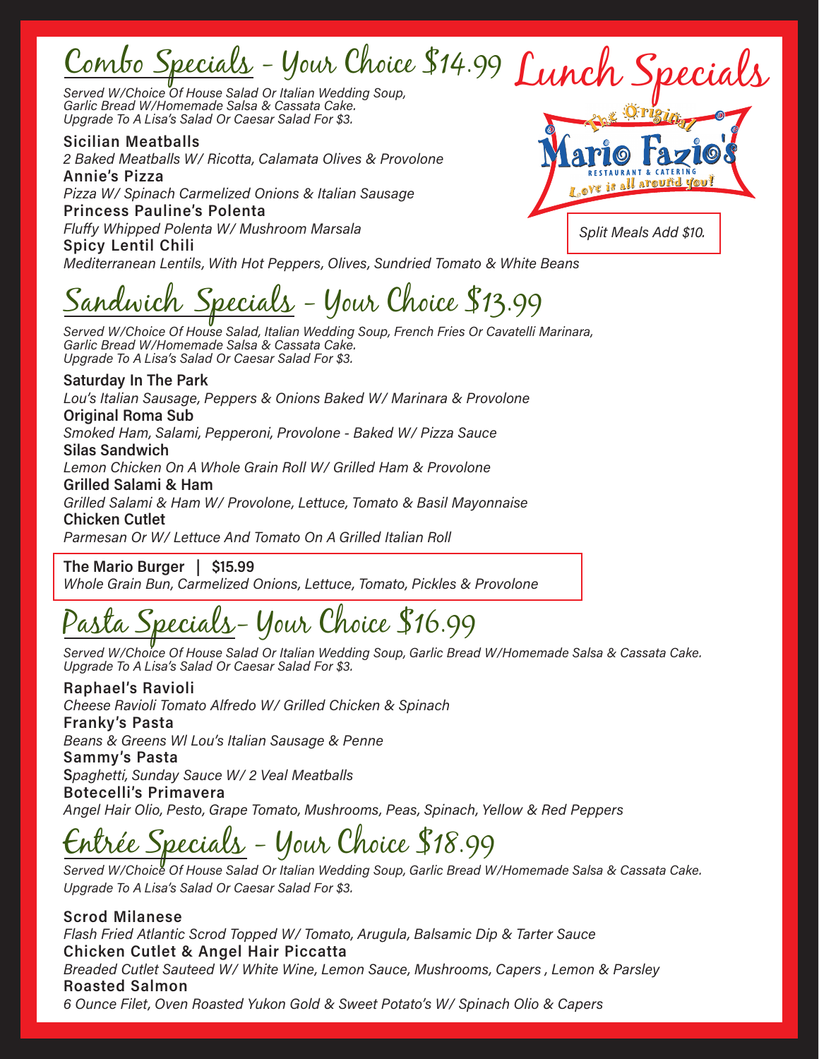# Lunch Specials

The Original Mario Fazio's
RESTAURANT & CATERING
Love is all around you!

*Split Meals Add $10.*

## Combo Specials - Your Choice $14.99

*Served W/Choice Of House Salad Or Italian Wedding Soup, Garlic Bread W/Homemade Salsa & Cassata Cake. Upgrade To A Lisa's Salad Or Caesar Salad For $3.*

**Sicilian Meatballs**
*2 Baked Meatballs W/ Ricotta, Calamata Olives & Provolone*

**Annie's Pizza**
*Pizza W/ Spinach Carmelized Onions & Italian Sausage*

**Princess Pauline's Polenta**
*Fluffy Whipped Polenta W/ Mushroom Marsala*

**Spicy Lentil Chili**
*Mediterranean Lentils, With Hot Peppers, Olives, Sundried Tomato & White Beans*

## Sandwich Specials - Your Choice $13.99

*Served W/Choice Of House Salad, Italian Wedding Soup, French Fries Or Cavatelli Marinara, Garlic Bread W/Homemade Salsa & Cassata Cake. Upgrade To A Lisa's Salad Or Caesar Salad For $3.*

**Saturday In The Park**
*Lou's Italian Sausage, Peppers & Onions Baked W/ Marinara & Provolone*

**Original Roma Sub**
*Smoked Ham, Salami, Pepperoni, Provolone - Baked W/ Pizza Sauce*

**Silas Sandwich**
*Lemon Chicken On A Whole Grain Roll W/ Grilled Ham & Provolone*

**Grilled Salami & Ham**
*Grilled Salami & Ham W/ Provolone, Lettuce, Tomato & Basil Mayonnaise*

**Chicken Cutlet**
*Parmesan Or W/ Lettuce And Tomato On A Grilled Italian Roll*

**The Mario Burger | $15.99**
*Whole Grain Bun, Carmelized Onions, Lettuce, Tomato, Pickles & Provolone*

## Pasta Specials- Your Choice $16.99

*Served W/Choice Of House Salad Or Italian Wedding Soup, Garlic Bread W/Homemade Salsa & Cassata Cake. Upgrade To A Lisa's Salad Or Caesar Salad For $3.*

**Raphael's Ravioli**
*Cheese Ravioli Tomato Alfredo W/ Grilled Chicken & Spinach*

**Franky's Pasta**
*Beans & Greens Wl Lou's Italian Sausage & Penne*

**Sammy's Pasta**
*Spaghetti, Sunday Sauce W/ 2 Veal Meatballs*

**Botecelli's Primavera**
*Angel Hair Olio, Pesto, Grape Tomato, Mushrooms, Peas, Spinach, Yellow & Red Peppers*

## Entrée Specials - Your Choice $18.99

*Served W/Choice Of House Salad Or Italian Wedding Soup, Garlic Bread W/Homemade Salsa & Cassata Cake. Upgrade To A Lisa's Salad Or Caesar Salad For $3.*

**Scrod Milanese**
*Flash Fried Atlantic Scrod Topped W/ Tomato, Arugula, Balsamic Dip & Tarter Sauce*

**Chicken Cutlet & Angel Hair Piccatta**
*Breaded Cutlet Sauteed W/ White Wine, Lemon Sauce, Mushrooms, Capers , Lemon & Parsley*

**Roasted Salmon**
*6 Ounce Filet, Oven Roasted Yukon Gold & Sweet Potato's W/ Spinach Olio & Capers*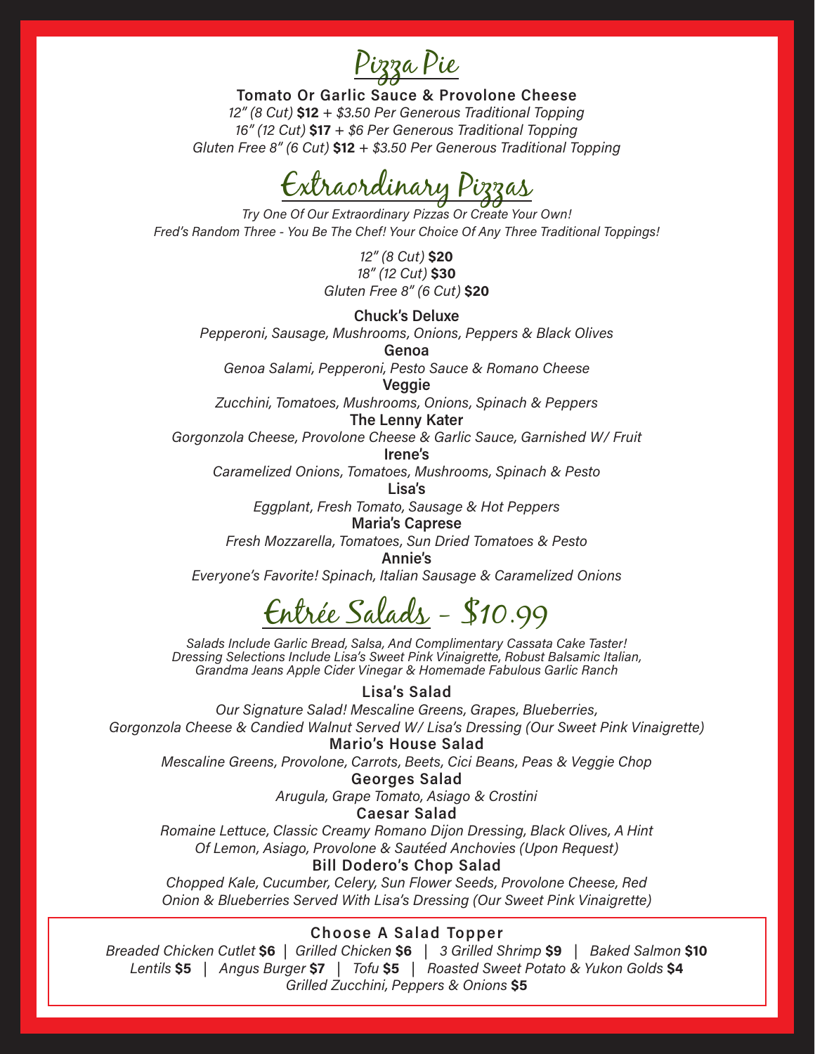# Pizza Pie

**Tomato Or Garlic Sauce & Provolone Cheese**

*12" (8 Cut)* **$12** *+ $3.50 Per Generous Traditional Topping*
*16" (12 Cut)* **$17** *+ $6 Per Generous Traditional Topping*
*Gluten Free 8" (6 Cut)* **$12** *+ $3.50 Per Generous Traditional Topping*

# Extraordinary Pizzas

*Try One Of Our Extraordinary Pizzas Or Create Your Own!*
*Fred's Random Three - You Be The Chef! Your Choice Of Any Three Traditional Toppings!*

*12" (8 Cut)* **$20**
*18" (12 Cut)* **$30**
*Gluten Free 8" (6 Cut)* **$20**

**Chuck's Deluxe**
*Pepperoni, Sausage, Mushrooms, Onions, Peppers & Black Olives*

**Genoa**
*Genoa Salami, Pepperoni, Pesto Sauce & Romano Cheese*

**Veggie**
*Zucchini, Tomatoes, Mushrooms, Onions, Spinach & Peppers*

**The Lenny Kater**
*Gorgonzola Cheese, Provolone Cheese & Garlic Sauce, Garnished W/ Fruit*

**Irene's**
*Caramelized Onions, Tomatoes, Mushrooms, Spinach & Pesto*

**Lisa's**
*Eggplant, Fresh Tomato, Sausage & Hot Peppers*

**Maria's Caprese**
*Fresh Mozzarella, Tomatoes, Sun Dried Tomatoes & Pesto*

**Annie's**
*Everyone's Favorite! Spinach, Italian Sausage & Caramelized Onions*

# Entrée Salads - $10.99

*Salads Include Garlic Bread, Salsa, And Complimentary Cassata Cake Taster!*
*Dressing Selections Include Lisa's Sweet Pink Vinaigrette, Robust Balsamic Italian, Grandma Jeans Apple Cider Vinegar & Homemade Fabulous Garlic Ranch*

**Lisa's Salad**
*Our Signature Salad! Mescaline Greens, Grapes, Blueberries, Gorgonzola Cheese & Candied Walnut Served W/ Lisa's Dressing (Our Sweet Pink Vinaigrette)*

**Mario's House Salad**
*Mescaline Greens, Provolone, Carrots, Beets, Cici Beans, Peas & Veggie Chop*

**Georges Salad**
*Arugula, Grape Tomato, Asiago & Crostini*

**Caesar Salad**
*Romaine Lettuce, Classic Creamy Romano Dijon Dressing, Black Olives, A Hint Of Lemon, Asiago, Provolone & Sautéed Anchovies (Upon Request)*

**Bill Dodero's Chop Salad**
*Chopped Kale, Cucumber, Celery, Sun Flower Seeds, Provolone Cheese, Red Onion & Blueberries Served With Lisa's Dressing (Our Sweet Pink Vinaigrette)*

**Choose A Salad Topper**

*Breaded Chicken Cutlet* **$6** | *Grilled Chicken* **$6** | *3 Grilled Shrimp* **$9** | *Baked Salmon* **$10**
*Lentils* **$5** | *Angus Burger* **$7** | *Tofu* **$5** | *Roasted Sweet Potato & Yukon Golds* **$4**
*Grilled Zucchini, Peppers & Onions* **$5**